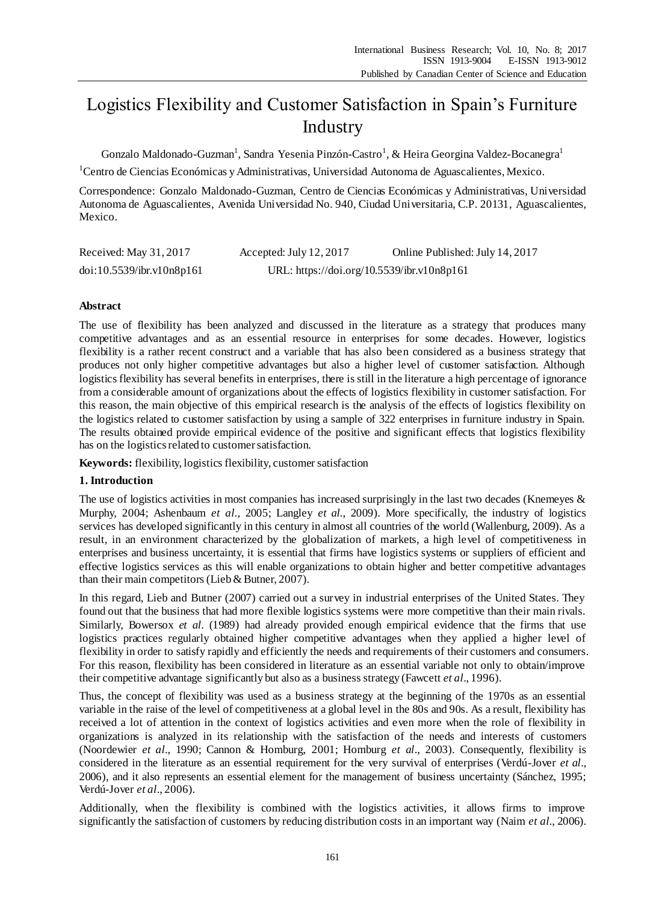# Logistics Flexibility and Customer Satisfaction in Spain's Furniture Industry

Gonzalo Maldonado-Guzman[1], Sandra Yesenia Pinzón-Castro[1], & Heira Georgina Valdez-Bocanegra[1]

[1]Centro de Ciencias Económicas y Administrativas, Universidad Autonoma de Aguascalientes, Mexico.

Correspondence: Gonzalo Maldonado-Guzman, Centro de Ciencias Económicas y Administrativas, Universidad Autonoma de Aguascalientes, Avenida Universidad No. 940, Ciudad Universitaria, C.P. 20131, Aguascalientes, Mexico.

Received: May 31, 2017 Accepted: July 12, 2017 Online Published: July 14, 2017

doi:10.5539/ibr.v10n8p161 URL: https://doi.org/10.5539/ibr.v10n8p161

## Abstract

The use of flexibility has been analyzed and discussed in the literature as a strategy that produces many competitive advantages and as an essential resource in enterprises for some decades. However, logistics flexibility is a rather recent construct and a variable that has also been considered as a business strategy that produces not only higher competitive advantages but also a higher level of customer satisfaction. Although logistics flexibility has several benefits in enterprises, there is still in the literature a high percentage of ignorance from a considerable amount of organizations about the effects of logistics flexibility in customer satisfaction. For this reason, the main objective of this empirical research is the analysis of the effects of logistics flexibility on the logistics related to customer satisfaction by using a sample of 322 enterprises in furniture industry in Spain. The results obtained provide empirical evidence of the positive and significant effects that logistics flexibility has on the logistics related to customer satisfaction.

**Keywords:** flexibility, logistics flexibility, customer satisfaction

## 1. Introduction

The use of logistics activities in most companies has increased surprisingly in the last two decades (Knemeyes & Murphy, 2004; Ashenbaum *et al*., 2005; Langley *et al*., 2009). More specifically, the industry of logistics services has developed significantly in this century in almost all countries of the world (Wallenburg, 2009). As a result, in an environment characterized by the globalization of markets, a high level of competitiveness in enterprises and business uncertainty, it is essential that firms have logistics systems or suppliers of efficient and effective logistics services as this will enable organizations to obtain higher and better competitive advantages than their main competitors (Lieb & Butner, 2007).

In this regard, Lieb and Butner (2007) carried out a survey in industrial enterprises of the United States. They found out that the business that had more flexible logistics systems were more competitive than their main rivals. Similarly, Bowersox *et al*. (1989) had already provided enough empirical evidence that the firms that use logistics practices regularly obtained higher competitive advantages when they applied a higher level of flexibility in order to satisfy rapidly and efficiently the needs and requirements of their customers and consumers. For this reason, flexibility has been considered in literature as an essential variable not only to obtain/improve their competitive advantage significantly but also as a business strategy (Fawcett *et al*., 1996).

Thus, the concept of flexibility was used as a business strategy at the beginning of the 1970s as an essential variable in the raise of the level of competitiveness at a global level in the 80s and 90s. As a result, flexibility has received a lot of attention in the context of logistics activities and even more when the role of flexibility in organizations is analyzed in its relationship with the satisfaction of the needs and interests of customers (Noordewier *et al*., 1990; Cannon & Homburg, 2001; Homburg *et al*., 2003). Consequently, flexibility is considered in the literature as an essential requirement for the very survival of enterprises (Verdú-Jover *et al*., 2006), and it also represents an essential element for the management of business uncertainty (Sánchez, 1995; Verdú-Jover *et al*., 2006).

Additionally, when the flexibility is combined with the logistics activities, it allows firms to improve significantly the satisfaction of customers by reducing distribution costs in an important way (Naim *et al*., 2006).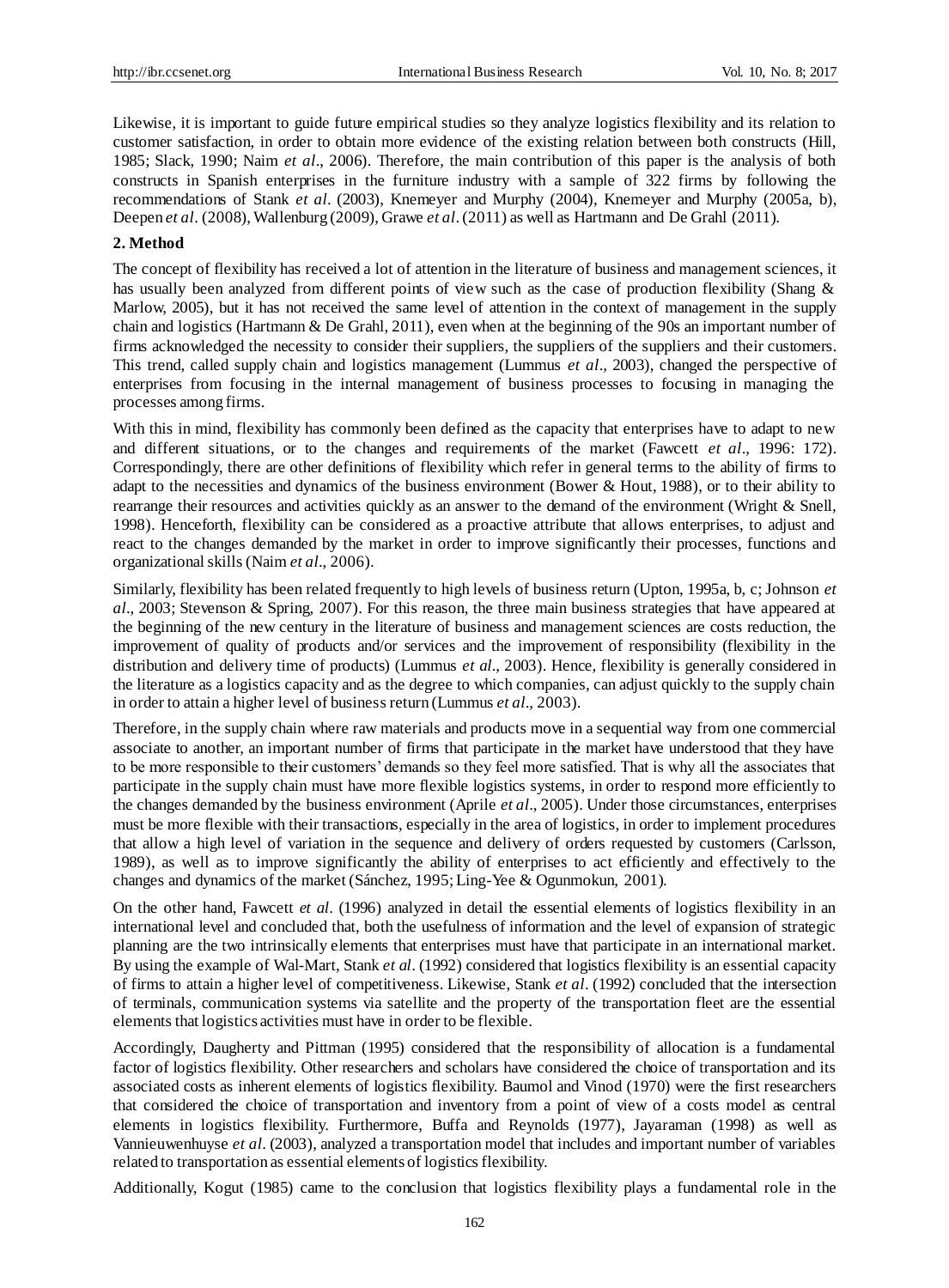Likewise, it is important to guide future empirical studies so they analyze logistics flexibility and its relation to customer satisfaction, in order to obtain more evidence of the existing relation between both constructs (Hill, 1985; Slack, 1990; Naim *et al*., 2006). Therefore, the main contribution of this paper is the analysis of both constructs in Spanish enterprises in the furniture industry with a sample of 322 firms by following the recommendations of Stank *et al*. (2003), Knemeyer and Murphy (2004), Knemeyer and Murphy (2005a, b), Deepen *et al*. (2008), Wallenburg (2009), Grawe *et al*. (2011) as well as Hartmann and De Grahl (2011).

## 2. Method

The concept of flexibility has received a lot of attention in the literature of business and management sciences, it has usually been analyzed from different points of view such as the case of production flexibility (Shang & Marlow, 2005), but it has not received the same level of attention in the context of management in the supply chain and logistics (Hartmann & De Grahl, 2011), even when at the beginning of the 90s an important number of firms acknowledged the necessity to consider their suppliers, the suppliers of the suppliers and their customers. This trend, called supply chain and logistics management (Lummus *et al*., 2003), changed the perspective of enterprises from focusing in the internal management of business processes to focusing in managing the processes among firms.

With this in mind, flexibility has commonly been defined as the capacity that enterprises have to adapt to new and different situations, or to the changes and requirements of the market (Fawcett *et al*., 1996: 172). Correspondingly, there are other definitions of flexibility which refer in general terms to the ability of firms to adapt to the necessities and dynamics of the business environment (Bower & Hout, 1988), or to their ability to rearrange their resources and activities quickly as an answer to the demand of the environment (Wright & Snell, 1998). Henceforth, flexibility can be considered as a proactive attribute that allows enterprises, to adjust and react to the changes demanded by the market in order to improve significantly their processes, functions and organizational skills (Naim *et al*., 2006).

Similarly, flexibility has been related frequently to high levels of business return (Upton, 1995a, b, c; Johnson *et al*., 2003; Stevenson & Spring, 2007). For this reason, the three main business strategies that have appeared at the beginning of the new century in the literature of business and management sciences are costs reduction, the improvement of quality of products and/or services and the improvement of responsibility (flexibility in the distribution and delivery time of products) (Lummus *et al*., 2003). Hence, flexibility is generally considered in the literature as a logistics capacity and as the degree to which companies, can adjust quickly to the supply chain in order to attain a higher level of business return (Lummus *et al*., 2003).

Therefore, in the supply chain where raw materials and products move in a sequential way from one commercial associate to another, an important number of firms that participate in the market have understood that they have to be more responsible to their customers' demands so they feel more satisfied. That is why all the associates that participate in the supply chain must have more flexible logistics systems, in order to respond more efficiently to the changes demanded by the business environment (Aprile *et al*., 2005). Under those circumstances, enterprises must be more flexible with their transactions, especially in the area of logistics, in order to implement procedures that allow a high level of variation in the sequence and delivery of orders requested by customers (Carlsson, 1989), as well as to improve significantly the ability of enterprises to act efficiently and effectively to the changes and dynamics of the market (Sánchez, 1995; Ling-Yee & Ogunmokun, 2001).

On the other hand, Fawcett *et al*. (1996) analyzed in detail the essential elements of logistics flexibility in an international level and concluded that, both the usefulness of information and the level of expansion of strategic planning are the two intrinsically elements that enterprises must have that participate in an international market. By using the example of Wal-Mart, Stank *et al*. (1992) considered that logistics flexibility is an essential capacity of firms to attain a higher level of competitiveness. Likewise, Stank *et al*. (1992) concluded that the intersection of terminals, communication systems via satellite and the property of the transportation fleet are the essential elements that logistics activities must have in order to be flexible.

Accordingly, Daugherty and Pittman (1995) considered that the responsibility of allocation is a fundamental factor of logistics flexibility. Other researchers and scholars have considered the choice of transportation and its associated costs as inherent elements of logistics flexibility. Baumol and Vinod (1970) were the first researchers that considered the choice of transportation and inventory from a point of view of a costs model as central elements in logistics flexibility. Furthermore, Buffa and Reynolds (1977), Jayaraman (1998) as well as Vannieuwenhuyse *et al*. (2003), analyzed a transportation model that includes and important number of variables related to transportation as essential elements of logistics flexibility.

Additionally, Kogut (1985) came to the conclusion that logistics flexibility plays a fundamental role in the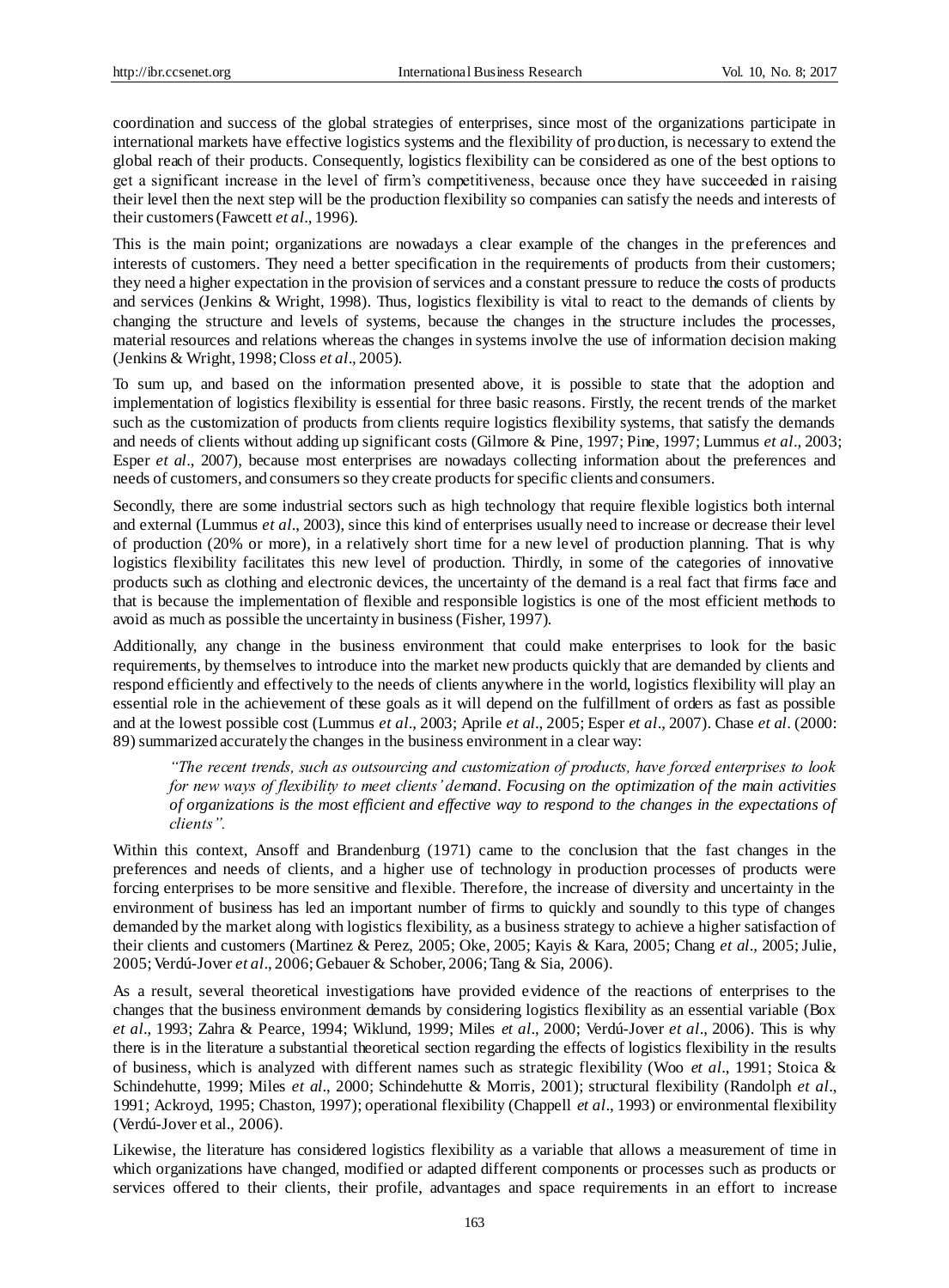coordination and success of the global strategies of enterprises, since most of the organizations participate in international markets have effective logistics systems and the flexibility of production, is necessary to extend the global reach of their products. Consequently, logistics flexibility can be considered as one of the best options to get a significant increase in the level of firm's competitiveness, because once they have succeeded in raising their level then the next step will be the production flexibility so companies can satisfy the needs and interests of their customers (Fawcett *et al*., 1996).

This is the main point; organizations are nowadays a clear example of the changes in the preferences and interests of customers. They need a better specification in the requirements of products from their customers; they need a higher expectation in the provision of services and a constant pressure to reduce the costs of products and services (Jenkins & Wright, 1998). Thus, logistics flexibility is vital to react to the demands of clients by changing the structure and levels of systems, because the changes in the structure includes the processes, material resources and relations whereas the changes in systems involve the use of information decision making (Jenkins & Wright, 1998; Closs *et al*., 2005).

To sum up, and based on the information presented above, it is possible to state that the adoption and implementation of logistics flexibility is essential for three basic reasons. Firstly, the recent trends of the market such as the customization of products from clients require logistics flexibility systems, that satisfy the demands and needs of clients without adding up significant costs (Gilmore & Pine, 1997; Pine, 1997; Lummus *et al*., 2003; Esper *et al*., 2007), because most enterprises are nowadays collecting information about the preferences and needs of customers, and consumers so they create products for specific clients and consumers.

Secondly, there are some industrial sectors such as high technology that require flexible logistics both internal and external (Lummus *et al*., 2003), since this kind of enterprises usually need to increase or decrease their level of production (20% or more), in a relatively short time for a new level of production planning. That is why logistics flexibility facilitates this new level of production. Thirdly, in some of the categories of innovative products such as clothing and electronic devices, the uncertainty of the demand is a real fact that firms face and that is because the implementation of flexible and responsible logistics is one of the most efficient methods to avoid as much as possible the uncertainty in business (Fisher, 1997).

Additionally, any change in the business environment that could make enterprises to look for the basic requirements, by themselves to introduce into the market new products quickly that are demanded by clients and respond efficiently and effectively to the needs of clients anywhere in the world, logistics flexibility will play an essential role in the achievement of these goals as it will depend on the fulfillment of orders as fast as possible and at the lowest possible cost (Lummus *et al*., 2003; Aprile *et al*., 2005; Esper *et al*., 2007). Chase *et al*. (2000: 89) summarized accurately the changes in the business environment in a clear way:

> *"The recent trends, such as outsourcing and customization of products, have forced enterprises to look for new ways of flexibility to meet clients' demand. Focusing on the optimization of the main activities of organizations is the most efficient and effective way to respond to the changes in the expectations of clients".*

Within this context, Ansoff and Brandenburg (1971) came to the conclusion that the fast changes in the preferences and needs of clients, and a higher use of technology in production processes of products were forcing enterprises to be more sensitive and flexible. Therefore, the increase of diversity and uncertainty in the environment of business has led an important number of firms to quickly and soundly to this type of changes demanded by the market along with logistics flexibility, as a business strategy to achieve a higher satisfaction of their clients and customers (Martinez & Perez, 2005; Oke, 2005; Kayis & Kara, 2005; Chang *et al*., 2005; Julie, 2005; Verdú-Jover *et al*., 2006; Gebauer & Schober, 2006; Tang & Sia, 2006).

As a result, several theoretical investigations have provided evidence of the reactions of enterprises to the changes that the business environment demands by considering logistics flexibility as an essential variable (Box *et al*., 1993; Zahra & Pearce, 1994; Wiklund, 1999; Miles *et al*., 2000; Verdú-Jover *et al*., 2006). This is why there is in the literature a substantial theoretical section regarding the effects of logistics flexibility in the results of business, which is analyzed with different names such as strategic flexibility (Woo *et al*., 1991; Stoica & Schindehutte, 1999; Miles *et al*., 2000; Schindehutte & Morris, 2001); structural flexibility (Randolph *et al*., 1991; Ackroyd, 1995; Chaston, 1997); operational flexibility (Chappell *et al*., 1993) or environmental flexibility (Verdú-Jover et al., 2006).

Likewise, the literature has considered logistics flexibility as a variable that allows a measurement of time in which organizations have changed, modified or adapted different components or processes such as products or services offered to their clients, their profile, advantages and space requirements in an effort to increase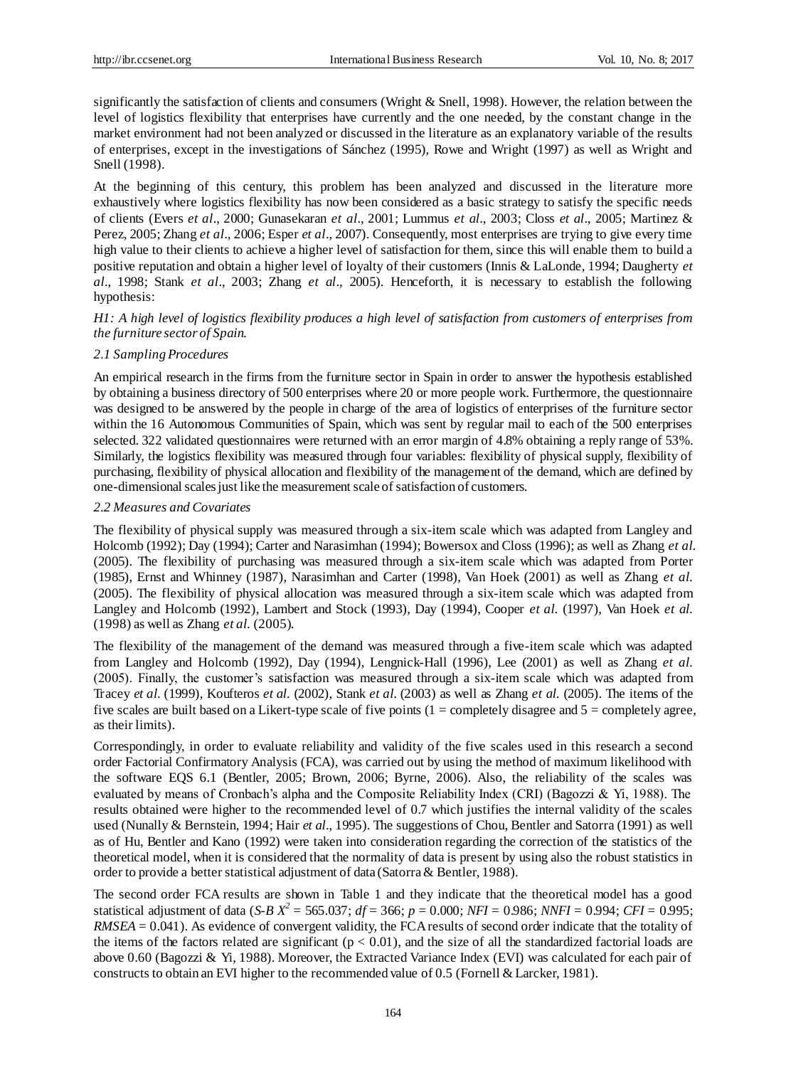significantly the satisfaction of clients and consumers (Wright & Snell, 1998). However, the relation between the level of logistics flexibility that enterprises have currently and the one needed, by the constant change in the market environment had not been analyzed or discussed in the literature as an explanatory variable of the results of enterprises, except in the investigations of Sánchez (1995), Rowe and Wright (1997) as well as Wright and Snell (1998).

At the beginning of this century, this problem has been analyzed and discussed in the literature more exhaustively where logistics flexibility has now been considered as a basic strategy to satisfy the specific needs of clients (Evers *et al*., 2000; Gunasekaran *et al*., 2001; Lummus *et al*., 2003; Closs *et al*., 2005; Martinez & Perez, 2005; Zhang *et al*., 2006; Esper *et al*., 2007). Consequently, most enterprises are trying to give every time high value to their clients to achieve a higher level of satisfaction for them, since this will enable them to build a positive reputation and obtain a higher level of loyalty of their customers (Innis & LaLonde, 1994; Daugherty *et al*., 1998; Stank *et al*., 2003; Zhang *et al*., 2005). Henceforth, it is necessary to establish the following hypothesis:

*H1: A high level of logistics flexibility produces a high level of satisfaction from customers of enterprises from the furniture sector of Spain.*

### *2.1 Sampling Procedures*

An empirical research in the firms from the furniture sector in Spain in order to answer the hypothesis established by obtaining a business directory of 500 enterprises where 20 or more people work. Furthermore, the questionnaire was designed to be answered by the people in charge of the area of logistics of enterprises of the furniture sector within the 16 Autonomous Communities of Spain, which was sent by regular mail to each of the 500 enterprises selected. 322 validated questionnaires were returned with an error margin of 4.8% obtaining a reply range of 53%. Similarly, the logistics flexibility was measured through four variables: flexibility of physical supply, flexibility of purchasing, flexibility of physical allocation and flexibility of the management of the demand, which are defined by one-dimensional scales just like the measurement scale of satisfaction of customers.

### *2.2 Measures and Covariates*

The flexibility of physical supply was measured through a six-item scale which was adapted from Langley and Holcomb (1992); Day (1994); Carter and Narasimhan (1994); Bowersox and Closs (1996); as well as Zhang *et al.* (2005). The flexibility of purchasing was measured through a six-item scale which was adapted from Porter (1985), Ernst and Whinney (1987), Narasimhan and Carter (1998), Van Hoek (2001) as well as Zhang *et al.* (2005). The flexibility of physical allocation was measured through a six-item scale which was adapted from Langley and Holcomb (1992), Lambert and Stock (1993), Day (1994), Cooper *et al.* (1997), Van Hoek *et al.* (1998) as well as Zhang *et al.* (2005).

The flexibility of the management of the demand was measured through a five-item scale which was adapted from Langley and Holcomb (1992), Day (1994), Lengnick-Hall (1996), Lee (2001) as well as Zhang *et al.* (2005). Finally, the customer's satisfaction was measured through a six-item scale which was adapted from Tracey *et al.* (1999), Koufteros *et al.* (2002), Stank *et al.* (2003) as well as Zhang *et al.* (2005). The items of the five scales are built based on a Likert-type scale of five points (1 = completely disagree and 5 = completely agree, as their limits).

Correspondingly, in order to evaluate reliability and validity of the five scales used in this research a second order Factorial Confirmatory Analysis (FCA), was carried out by using the method of maximum likelihood with the software EQS 6.1 (Bentler, 2005; Brown, 2006; Byrne, 2006). Also, the reliability of the scales was evaluated by means of Cronbach's alpha and the Composite Reliability Index (CRI) (Bagozzi & Yi, 1988). The results obtained were higher to the recommended level of 0.7 which justifies the internal validity of the scales used (Nunally & Bernstein, 1994; Hair *et al*., 1995). The suggestions of Chou, Bentler and Satorra (1991) as well as of Hu, Bentler and Kano (1992) were taken into consideration regarding the correction of the statistics of the theoretical model, when it is considered that the normality of data is present by using also the robust statistics in order to provide a better statistical adjustment of data (Satorra & Bentler, 1988).

The second order FCA results are shown in Table 1 and they indicate that the theoretical model has a good statistical adjustment of data ($S\text{-}B\ X^2 = 565.037$; $df = 366$; $p = 0.000$; $NFI = 0.986$; $NNFI = 0.994$; $CFI = 0.995$; $RMSEA = 0.041$). As evidence of convergent validity, the FCA results of second order indicate that the totality of the items of the factors related are significant ($p < 0.01$), and the size of all the standardized factorial loads are above 0.60 (Bagozzi & Yi, 1988). Moreover, the Extracted Variance Index (EVI) was calculated for each pair of constructs to obtain an EVI higher to the recommended value of 0.5 (Fornell & Larcker, 1981).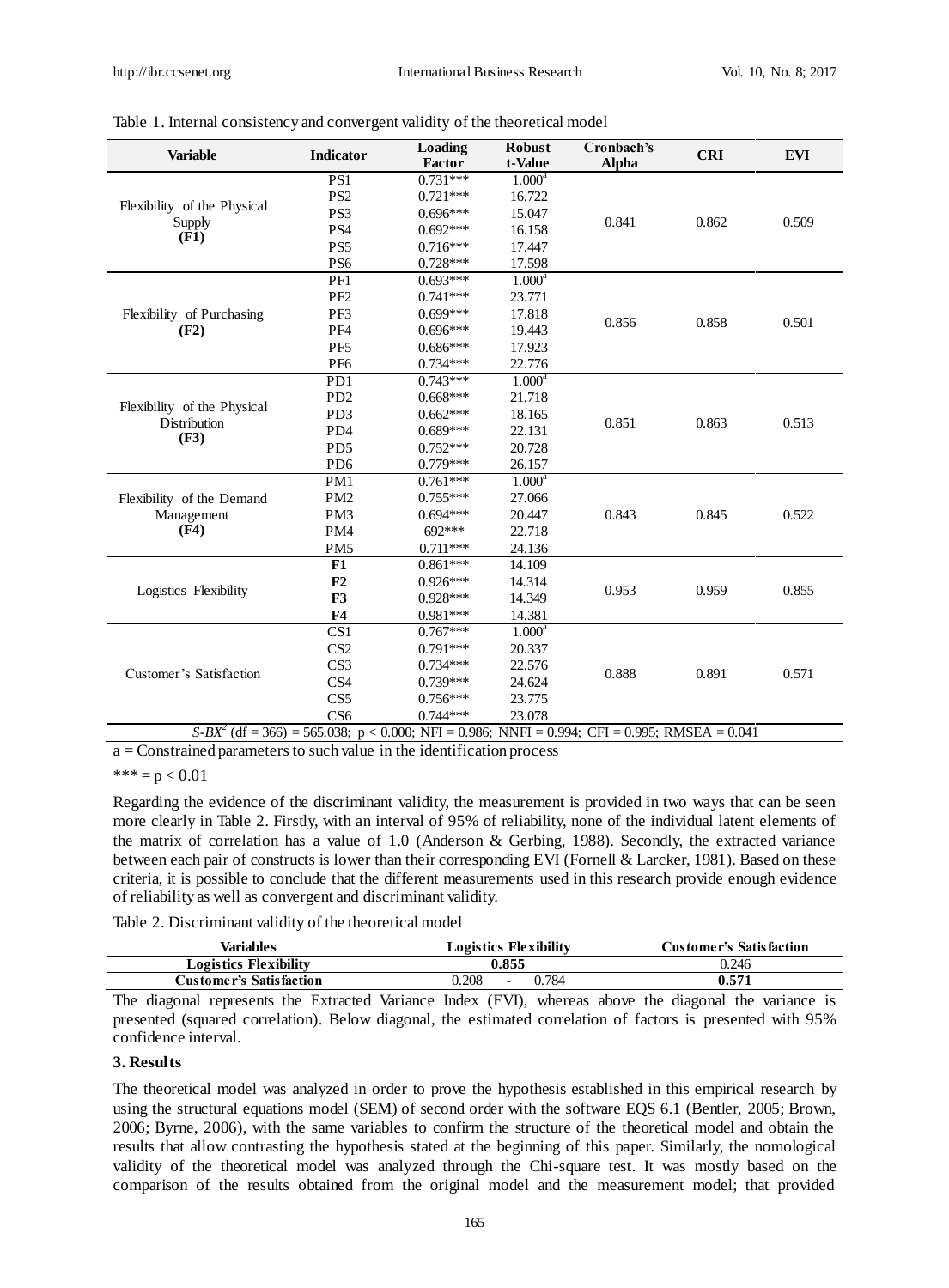Table 1. Internal consistency and convergent validity of the theoretical model

| Variable | Indicator | Loading Factor | Robust t-Value | Cronbach's Alpha | CRI | EVI |
|---|---|---|---|---|---|---|
| Flexibility of the Physical Supply **(F1)** | PS1 | 0.731*** | 1.000[a] | 0.841 | 0.862 | 0.509 |
| | PS2 | 0.721*** | 16.722 | | | |
| | PS3 | 0.696*** | 15.047 | | | |
| | PS4 | 0.692*** | 16.158 | | | |
| | PS5 | 0.716*** | 17.447 | | | |
| | PS6 | 0.728*** | 17.598 | | | |
| Flexibility of Purchasing **(F2)** | PF1 | 0.693*** | 1.000[a] | 0.856 | 0.858 | 0.501 |
| | PF2 | 0.741*** | 23.771 | | | |
| | PF3 | 0.699*** | 17.818 | | | |
| | PF4 | 0.696*** | 19.443 | | | |
| | PF5 | 0.686*** | 17.923 | | | |
| | PF6 | 0.734*** | 22.776 | | | |
| Flexibility of the Physical Distribution **(F3)** | PD1 | 0.743*** | 1.000[a] | 0.851 | 0.863 | 0.513 |
| | PD2 | 0.668*** | 21.718 | | | |
| | PD3 | 0.662*** | 18.165 | | | |
| | PD4 | 0.689*** | 22.131 | | | |
| | PD5 | 0.752*** | 20.728 | | | |
| | PD6 | 0.779*** | 26.157 | | | |
| Flexibility of the Demand Management **(F4)** | PM1 | 0.761*** | 1.000[a] | 0.843 | 0.845 | 0.522 |
| | PM2 | 0.755*** | 27.066 | | | |
| | PM3 | 0.694*** | 20.447 | | | |
| | PM4 | 692*** | 22.718 | | | |
| | PM5 | 0.711*** | 24.136 | | | |
| Logistics Flexibility | **F1** | 0.861*** | 14.109 | 0.953 | 0.959 | 0.855 |
| | **F2** | 0.926*** | 14.314 | | | |
| | **F3** | 0.928*** | 14.349 | | | |
| | **F4** | 0.981*** | 14.381 | | | |
| Customer's Satisfaction | CS1 | 0.767*** | 1.000[a] | 0.888 | 0.891 | 0.571 |
| | CS2 | 0.791*** | 20.337 | | | |
| | CS3 | 0.734*** | 22.576 | | | |
| | CS4 | 0.739*** | 24.624 | | | |
| | CS5 | 0.756*** | 23.775 | | | |
| | CS6 | 0.744*** | 23.078 | | | |
| $S\text{-}BX^2$ (df = 366) = 565.038; $p < 0.000$; NFI = 0.986; NNFI = 0.994; CFI = 0.995; RMSEA = 0.041 | | | | | | |

a = Constrained parameters to such value in the identification process

*** = $p < 0.01$

Regarding the evidence of the discriminant validity, the measurement is provided in two ways that can be seen more clearly in Table 2. Firstly, with an interval of 95% of reliability, none of the individual latent elements of the matrix of correlation has a value of 1.0 (Anderson & Gerbing, 1988). Secondly, the extracted variance between each pair of constructs is lower than their corresponding EVI (Fornell & Larcker, 1981). Based on these criteria, it is possible to conclude that the different measurements used in this research provide enough evidence of reliability as well as convergent and discriminant validity.

Table 2. Discriminant validity of the theoretical model

| Variables | Logistics Flexibility | Customer's Satisfaction |
|---|---|---|
| **Logistics Flexibility** | **0.855** | 0.246 |
| **Customer's Satisfaction** | 0.208 - 0.784 | **0.571** |

The diagonal represents the Extracted Variance Index (EVI), whereas above the diagonal the variance is presented (squared correlation). Below diagonal, the estimated correlation of factors is presented with 95% confidence interval.

## 3. Results

The theoretical model was analyzed in order to prove the hypothesis established in this empirical research by using the structural equations model (SEM) of second order with the software EQS 6.1 (Bentler, 2005; Brown, 2006; Byrne, 2006), with the same variables to confirm the structure of the theoretical model and obtain the results that allow contrasting the hypothesis stated at the beginning of this paper. Similarly, the nomological validity of the theoretical model was analyzed through the Chi-square test. It was mostly based on the comparison of the results obtained from the original model and the measurement model; that provided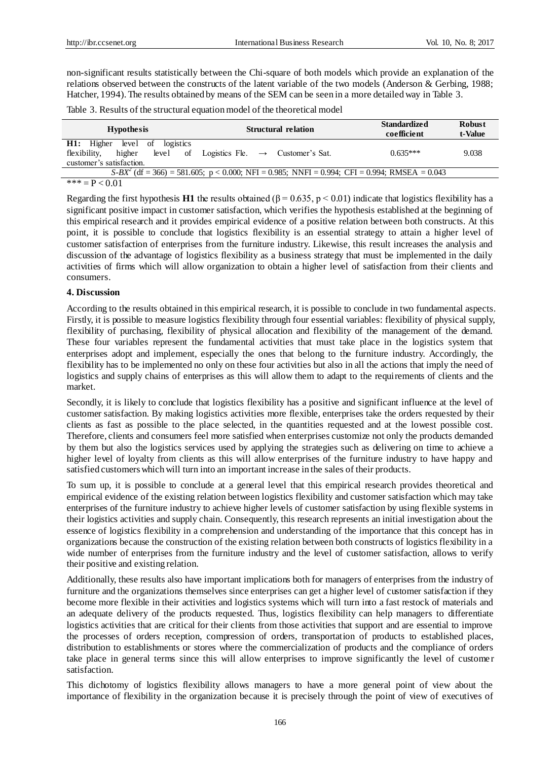non-significant results statistically between the Chi-square of both models which provide an explanation of the relations observed between the constructs of the latent variable of the two models (Anderson & Gerbing, 1988; Hatcher, 1994). The results obtained by means of the SEM can be seen in a more detailed way in Table 3.

Table 3. Results of the structural equation model of the theoretical model

| Hypothesis | Structural relation | Standardized coefficient | Robust t-Value |
|---|---|---|---|
| **H1:** Higher level of logistics flexibility, higher level of customer's satisfaction. | Logistics Fle. → Customer's Sat. | 0.635*** | 9.038 |
| $S\text{-}BX^2$ (df = 366) = 581.605; $p < 0.000$; NFI = 0.985; NNFI = 0.994; CFI = 0.994; RMSEA = 0.043 | | | |

*** = P < 0.01

Regarding the first hypothesis **H1** the results obtained ($\beta = 0.635$, $p < 0.01$) indicate that logistics flexibility has a significant positive impact in customer satisfaction, which verifies the hypothesis established at the beginning of this empirical research and it provides empirical evidence of a positive relation between both constructs. At this point, it is possible to conclude that logistics flexibility is an essential strategy to attain a higher level of customer satisfaction of enterprises from the furniture industry. Likewise, this result increases the analysis and discussion of the advantage of logistics flexibility as a business strategy that must be implemented in the daily activities of firms which will allow organization to obtain a higher level of satisfaction from their clients and consumers.

## 4. Discussion

According to the results obtained in this empirical research, it is possible to conclude in two fundamental aspects. Firstly, it is possible to measure logistics flexibility through four essential variables: flexibility of physical supply, flexibility of purchasing, flexibility of physical allocation and flexibility of the management of the demand. These four variables represent the fundamental activities that must take place in the logistics system that enterprises adopt and implement, especially the ones that belong to the furniture industry. Accordingly, the flexibility has to be implemented no only on these four activities but also in all the actions that imply the need of logistics and supply chains of enterprises as this will allow them to adapt to the requirements of clients and the market.

Secondly, it is likely to conclude that logistics flexibility has a positive and significant influence at the level of customer satisfaction. By making logistics activities more flexible, enterprises take the orders requested by their clients as fast as possible to the place selected, in the quantities requested and at the lowest possible cost. Therefore, clients and consumers feel more satisfied when enterprises customize not only the products demanded by them but also the logistics services used by applying the strategies such as delivering on time to achieve a higher level of loyalty from clients as this will allow enterprises of the furniture industry to have happy and satisfied customers which will turn into an important increase in the sales of their products.

To sum up, it is possible to conclude at a general level that this empirical research provides theoretical and empirical evidence of the existing relation between logistics flexibility and customer satisfaction which may take enterprises of the furniture industry to achieve higher levels of customer satisfaction by using flexible systems in their logistics activities and supply chain. Consequently, this research represents an initial investigation about the essence of logistics flexibility in a comprehension and understanding of the importance that this concept has in organizations because the construction of the existing relation between both constructs of logistics flexibility in a wide number of enterprises from the furniture industry and the level of customer satisfaction, allows to verify their positive and existing relation.

Additionally, these results also have important implications both for managers of enterprises from the industry of furniture and the organizations themselves since enterprises can get a higher level of customer satisfaction if they become more flexible in their activities and logistics systems which will turn into a fast restock of materials and an adequate delivery of the products requested. Thus, logistics flexibility can help managers to differentiate logistics activities that are critical for their clients from those activities that support and are essential to improve the processes of orders reception, compression of orders, transportation of products to established places, distribution to establishments or stores where the commercialization of products and the compliance of orders take place in general terms since this will allow enterprises to improve significantly the level of customer satisfaction.

This dichotomy of logistics flexibility allows managers to have a more general point of view about the importance of flexibility in the organization because it is precisely through the point of view of executives of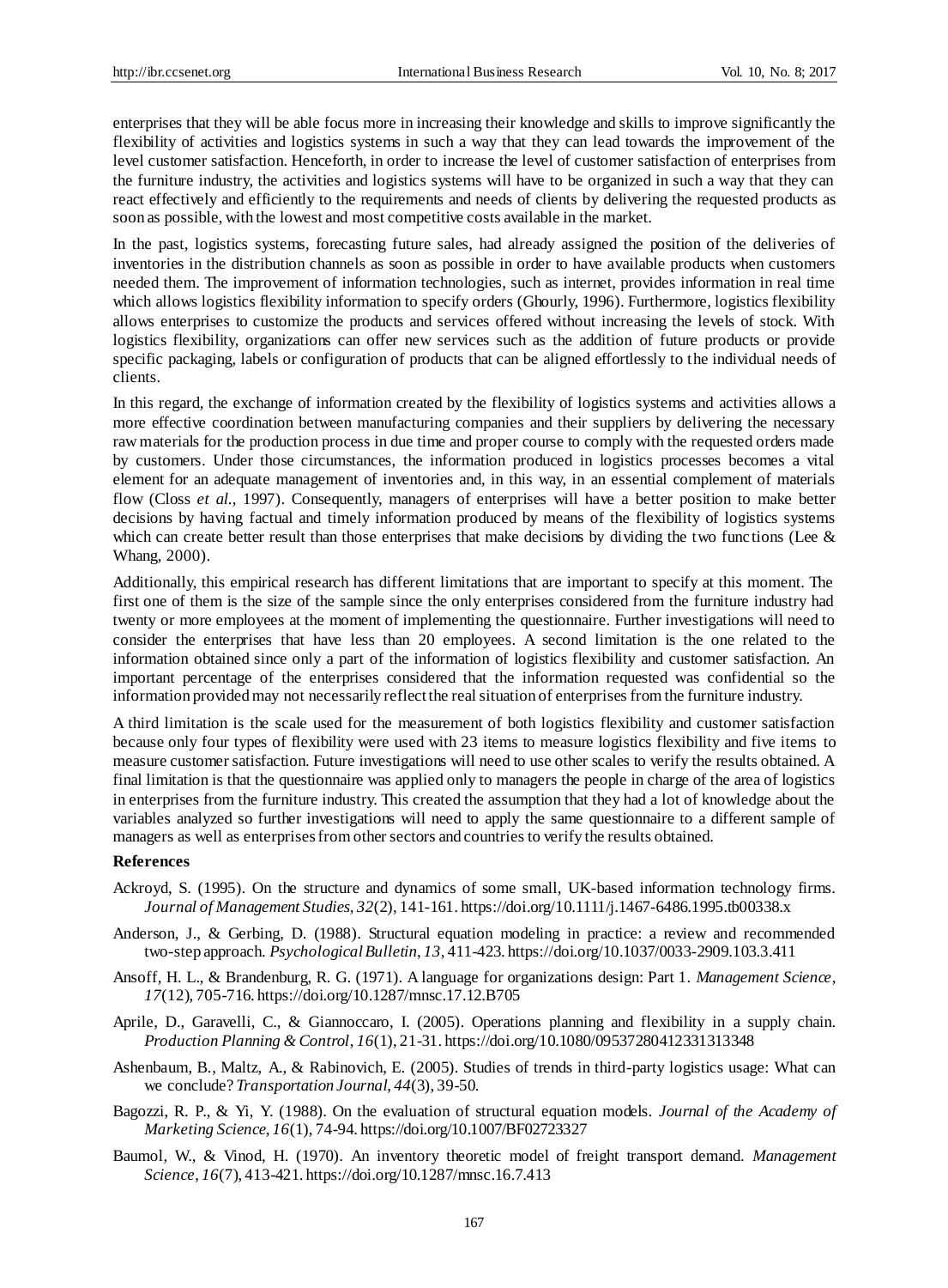enterprises that they will be able focus more in increasing their knowledge and skills to improve significantly the flexibility of activities and logistics systems in such a way that they can lead towards the improvement of the level customer satisfaction. Henceforth, in order to increase the level of customer satisfaction of enterprises from the furniture industry, the activities and logistics systems will have to be organized in such a way that they can react effectively and efficiently to the requirements and needs of clients by delivering the requested products as soon as possible, with the lowest and most competitive costs available in the market.

In the past, logistics systems, forecasting future sales, had already assigned the position of the deliveries of inventories in the distribution channels as soon as possible in order to have available products when customers needed them. The improvement of information technologies, such as internet, provides information in real time which allows logistics flexibility information to specify orders (Ghourly, 1996). Furthermore, logistics flexibility allows enterprises to customize the products and services offered without increasing the levels of stock. With logistics flexibility, organizations can offer new services such as the addition of future products or provide specific packaging, labels or configuration of products that can be aligned effortlessly to the individual needs of clients.

In this regard, the exchange of information created by the flexibility of logistics systems and activities allows a more effective coordination between manufacturing companies and their suppliers by delivering the necessary raw materials for the production process in due time and proper course to comply with the requested orders made by customers. Under those circumstances, the information produced in logistics processes becomes a vital element for an adequate management of inventories and, in this way, in an essential complement of materials flow (Closs *et al.*, 1997). Consequently, managers of enterprises will have a better position to make better decisions by having factual and timely information produced by means of the flexibility of logistics systems which can create better result than those enterprises that make decisions by dividing the two functions (Lee & Whang, 2000).

Additionally, this empirical research has different limitations that are important to specify at this moment. The first one of them is the size of the sample since the only enterprises considered from the furniture industry had twenty or more employees at the moment of implementing the questionnaire. Further investigations will need to consider the enterprises that have less than 20 employees. A second limitation is the one related to the information obtained since only a part of the information of logistics flexibility and customer satisfaction. An important percentage of the enterprises considered that the information requested was confidential so the information provided may not necessarily reflect the real situation of enterprises from the furniture industry.

A third limitation is the scale used for the measurement of both logistics flexibility and customer satisfaction because only four types of flexibility were used with 23 items to measure logistics flexibility and five items to measure customer satisfaction. Future investigations will need to use other scales to verify the results obtained. A final limitation is that the questionnaire was applied only to managers the people in charge of the area of logistics in enterprises from the furniture industry. This created the assumption that they had a lot of knowledge about the variables analyzed so further investigations will need to apply the same questionnaire to a different sample of managers as well as enterprises from other sectors and countries to verify the results obtained.

**References**

Ackroyd, S. (1995). On the structure and dynamics of some small, UK-based information technology firms. *Journal of Management Studies*, *32*(2), 141-161. https://doi.org/10.1111/j.1467-6486.1995.tb00338.x

Anderson, J., & Gerbing, D. (1988). Structural equation modeling in practice: a review and recommended two-step approach. *Psychological Bulletin*, *13*, 411-423. https://doi.org/10.1037/0033-2909.103.3.411

Ansoff, H. L., & Brandenburg, R. G. (1971). A language for organizations design: Part 1. *Management Science*, *17*(12), 705-716. https://doi.org/10.1287/mnsc.17.12.B705

Aprile, D., Garavelli, C., & Giannoccaro, I. (2005). Operations planning and flexibility in a supply chain. *Production Planning & Control*, *16*(1), 21-31. https://doi.org/10.1080/09537280412331313348

Ashenbaum, B., Maltz, A., & Rabinovich, E. (2005). Studies of trends in third-party logistics usage: What can we conclude? *Transportation Journal*, *44*(3), 39-50.

Bagozzi, R. P., & Yi, Y. (1988). On the evaluation of structural equation models. *Journal of the Academy of Marketing Science*, *16*(1), 74-94. https://doi.org/10.1007/BF02723327

Baumol, W., & Vinod, H. (1970). An inventory theoretic model of freight transport demand. *Management Science*, *16*(7), 413-421. https://doi.org/10.1287/mnsc.16.7.413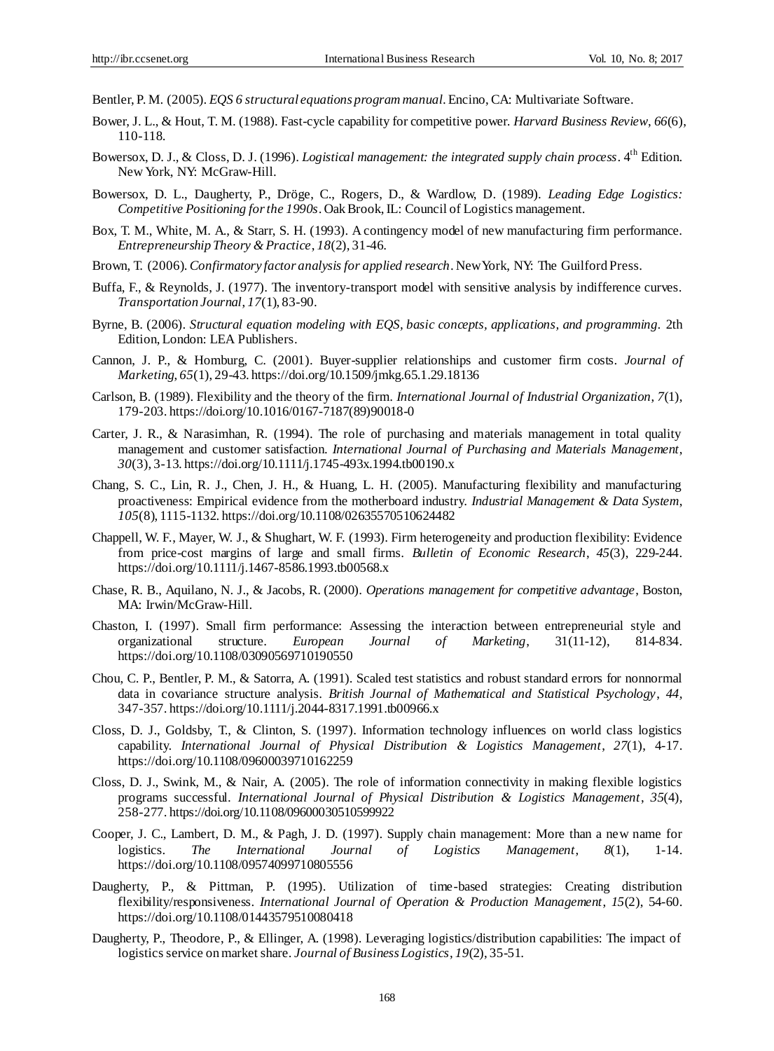Bentler, P. M. (2005). *EQS 6 structural equations program manual*. Encino, CA: Multivariate Software.

Bower, J. L., & Hout, T. M. (1988). Fast-cycle capability for competitive power. *Harvard Business Review, 66*(6), 110-118.

Bowersox, D. J., & Closs, D. J. (1996). *Logistical management: the integrated supply chain process*. 4th Edition. New York, NY: McGraw-Hill.

Bowersox, D. L., Daugherty, P., Dröge, C., Rogers, D., & Wardlow, D. (1989). *Leading Edge Logistics: Competitive Positioning for the 1990s*. Oak Brook, IL: Council of Logistics management.

Box, T. M., White, M. A., & Starr, S. H. (1993). A contingency model of new manufacturing firm performance. *Entrepreneurship Theory & Practice, 18*(2), 31-46.

Brown, T. (2006). *Confirmatory factor analysis for applied research*. New York, NY: The Guilford Press.

Buffa, F., & Reynolds, J. (1977). The inventory-transport model with sensitive analysis by indifference curves. *Transportation Journal, 17*(1), 83-90.

Byrne, B. (2006). *Structural equation modeling with EQS, basic concepts, applications, and programming*. 2th Edition, London: LEA Publishers.

Cannon, J. P., & Homburg, C. (2001). Buyer-supplier relationships and customer firm costs. *Journal of Marketing, 65*(1), 29-43. https://doi.org/10.1509/jmkg.65.1.29.18136

Carlson, B. (1989). Flexibility and the theory of the firm. *International Journal of Industrial Organization, 7*(1), 179-203. https://doi.org/10.1016/0167-7187(89)90018-0

Carter, J. R., & Narasimhan, R. (1994). The role of purchasing and materials management in total quality management and customer satisfaction. *International Journal of Purchasing and Materials Management, 30*(3), 3-13. https://doi.org/10.1111/j.1745-493x.1994.tb00190.x

Chang, S. C., Lin, R. J., Chen, J. H., & Huang, L. H. (2005). Manufacturing flexibility and manufacturing proactiveness: Empirical evidence from the motherboard industry. *Industrial Management & Data System, 105*(8), 1115-1132. https://doi.org/10.1108/02635570510624482

Chappell, W. F., Mayer, W. J., & Shughart, W. F. (1993). Firm heterogeneity and production flexibility: Evidence from price-cost margins of large and small firms. *Bulletin of Economic Research, 45*(3), 229-244. https://doi.org/10.1111/j.1467-8586.1993.tb00568.x

Chase, R. B., Aquilano, N. J., & Jacobs, R. (2000). *Operations management for competitive advantage*, Boston, MA: Irwin/McGraw-Hill.

Chaston, I. (1997). Small firm performance: Assessing the interaction between entrepreneurial style and organizational structure. *European Journal of Marketing*, 31(11-12), 814-834. https://doi.org/10.1108/03090569710190550

Chou, C. P., Bentler, P. M., & Satorra, A. (1991). Scaled test statistics and robust standard errors for nonnormal data in covariance structure analysis. *British Journal of Mathematical and Statistical Psychology, 44*, 347-357. https://doi.org/10.1111/j.2044-8317.1991.tb00966.x

Closs, D. J., Goldsby, T., & Clinton, S. (1997). Information technology influences on world class logistics capability. *International Journal of Physical Distribution & Logistics Management, 27*(1), 4-17. https://doi.org/10.1108/09600039710162259

Closs, D. J., Swink, M., & Nair, A. (2005). The role of information connectivity in making flexible logistics programs successful. *International Journal of Physical Distribution & Logistics Management, 35*(4), 258-277. https://doi.org/10.1108/09600030510599922

Cooper, J. C., Lambert, D. M., & Pagh, J. D. (1997). Supply chain management: More than a new name for logistics. *The International Journal of Logistics Management, 8*(1), 1-14. https://doi.org/10.1108/09574099710805556

Daugherty, P., & Pittman, P. (1995). Utilization of time-based strategies: Creating distribution flexibility/responsiveness. *International Journal of Operation & Production Management, 15*(2), 54-60. https://doi.org/10.1108/01443579510080418

Daugherty, P., Theodore, P., & Ellinger, A. (1998). Leveraging logistics/distribution capabilities: The impact of logistics service on market share. *Journal of Business Logistics, 19*(2), 35-51.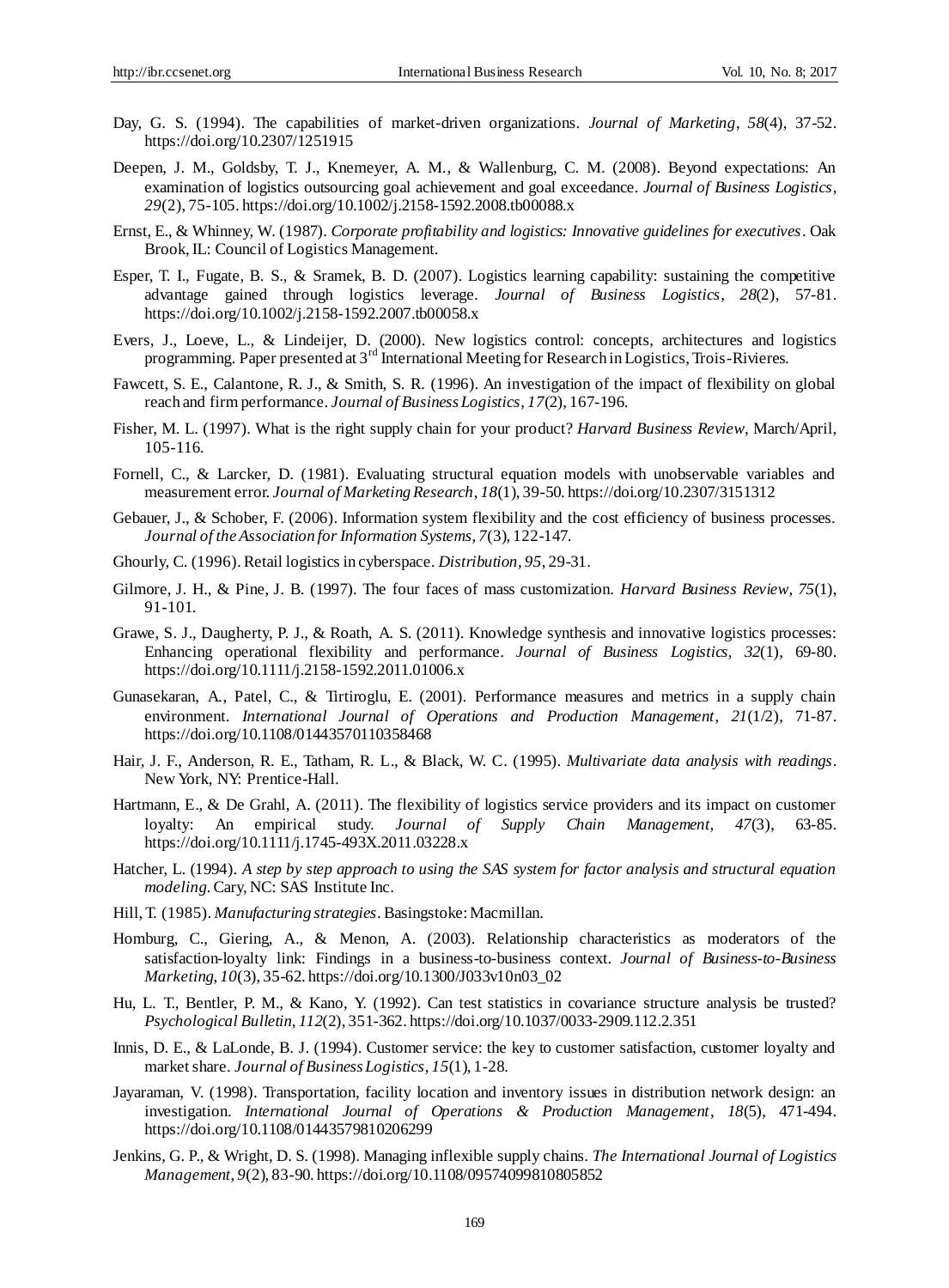Day, G. S. (1994). The capabilities of market-driven organizations. *Journal of Marketing*, *58*(4), 37-52. https://doi.org/10.2307/1251915

Deepen, J. M., Goldsby, T. J., Knemeyer, A. M., & Wallenburg, C. M. (2008). Beyond expectations: An examination of logistics outsourcing goal achievement and goal exceedance. *Journal of Business Logistics*, *29*(2), 75-105. https://doi.org/10.1002/j.2158-1592.2008.tb00088.x

Ernst, E., & Whinney, W. (1987). *Corporate profitability and logistics: Innovative guidelines for executives*. Oak Brook, IL: Council of Logistics Management.

Esper, T. I., Fugate, B. S., & Sramek, B. D. (2007). Logistics learning capability: sustaining the competitive advantage gained through logistics leverage. *Journal of Business Logistics*, *28*(2), 57-81. https://doi.org/10.1002/j.2158-1592.2007.tb00058.x

Evers, J., Loeve, L., & Lindeijer, D. (2000). New logistics control: concepts, architectures and logistics programming. Paper presented at 3rd International Meeting for Research in Logistics, Trois-Rivieres.

Fawcett, S. E., Calantone, R. J., & Smith, S. R. (1996). An investigation of the impact of flexibility on global reach and firm performance. *Journal of Business Logistics*, *17*(2), 167-196.

Fisher, M. L. (1997). What is the right supply chain for your product? *Harvard Business Review*, March/April, 105-116.

Fornell, C., & Larcker, D. (1981). Evaluating structural equation models with unobservable variables and measurement error. *Journal of Marketing Research*, *18*(1), 39-50. https://doi.org/10.2307/3151312

Gebauer, J., & Schober, F. (2006). Information system flexibility and the cost efficiency of business processes. *Journal of the Association for Information Systems*, *7*(3), 122-147.

Ghourly, C. (1996). Retail logistics in cyberspace. *Distribution*, *95*, 29-31.

Gilmore, J. H., & Pine, J. B. (1997). The four faces of mass customization. *Harvard Business Review*, *75*(1), 91-101.

Grawe, S. J., Daugherty, P. J., & Roath, A. S. (2011). Knowledge synthesis and innovative logistics processes: Enhancing operational flexibility and performance. *Journal of Business Logistics*, *32*(1), 69-80. https://doi.org/10.1111/j.2158-1592.2011.01006.x

Gunasekaran, A., Patel, C., & Tirtiroglu, E. (2001). Performance measures and metrics in a supply chain environment. *International Journal of Operations and Production Management*, *21*(1/2), 71-87. https://doi.org/10.1108/01443570110358468

Hair, J. F., Anderson, R. E., Tatham, R. L., & Black, W. C. (1995). *Multivariate data analysis with readings*. New York, NY: Prentice-Hall.

Hartmann, E., & De Grahl, A. (2011). The flexibility of logistics service providers and its impact on customer loyalty: An empirical study. *Journal of Supply Chain Management*, *47*(3), 63-85. https://doi.org/10.1111/j.1745-493X.2011.03228.x

Hatcher, L. (1994). *A step by step approach to using the SAS system for factor analysis and structural equation modeling*. Cary, NC: SAS Institute Inc.

Hill, T. (1985). *Manufacturing strategies*. Basingstoke: Macmillan.

Homburg, C., Giering, A., & Menon, A. (2003). Relationship characteristics as moderators of the satisfaction-loyalty link: Findings in a business-to-business context. *Journal of Business-to-Business Marketing*, *10*(3), 35-62. https://doi.org/10.1300/J033v10n03_02

Hu, L. T., Bentler, P. M., & Kano, Y. (1992). Can test statistics in covariance structure analysis be trusted? *Psychological Bulletin*, *112*(2), 351-362. https://doi.org/10.1037/0033-2909.112.2.351

Innis, D. E., & LaLonde, B. J. (1994). Customer service: the key to customer satisfaction, customer loyalty and market share. *Journal of Business Logistics*, *15*(1), 1-28.

Jayaraman, V. (1998). Transportation, facility location and inventory issues in distribution network design: an investigation. *International Journal of Operations & Production Management*, *18*(5), 471-494. https://doi.org/10.1108/01443579810206299

Jenkins, G. P., & Wright, D. S. (1998). Managing inflexible supply chains. *The International Journal of Logistics Management*, *9*(2), 83-90. https://doi.org/10.1108/09574099810805852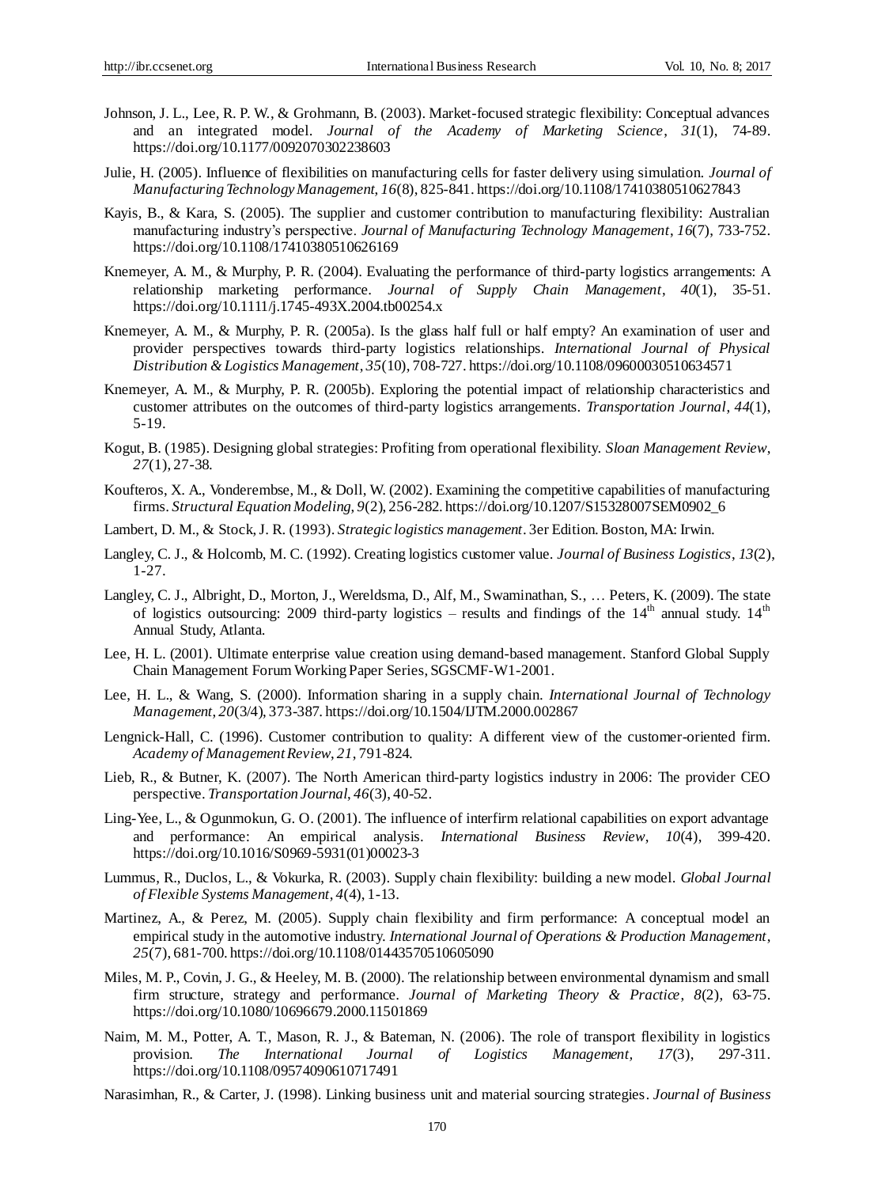Johnson, J. L., Lee, R. P. W., & Grohmann, B. (2003). Market-focused strategic flexibility: Conceptual advances and an integrated model. *Journal of the Academy of Marketing Science*, *31*(1), 74-89. https://doi.org/10.1177/0092070302238603

Julie, H. (2005). Influence of flexibilities on manufacturing cells for faster delivery using simulation. *Journal of Manufacturing Technology Management*, *16*(8), 825-841. https://doi.org/10.1108/17410380510627843

Kayis, B., & Kara, S. (2005). The supplier and customer contribution to manufacturing flexibility: Australian manufacturing industry's perspective. *Journal of Manufacturing Technology Management*, *16*(7), 733-752. https://doi.org/10.1108/17410380510626169

Knemeyer, A. M., & Murphy, P. R. (2004). Evaluating the performance of third-party logistics arrangements: A relationship marketing performance. *Journal of Supply Chain Management*, *40*(1), 35-51. https://doi.org/10.1111/j.1745-493X.2004.tb00254.x

Knemeyer, A. M., & Murphy, P. R. (2005a). Is the glass half full or half empty? An examination of user and provider perspectives towards third-party logistics relationships. *International Journal of Physical Distribution & Logistics Management*, *35*(10), 708-727. https://doi.org/10.1108/09600030510634571

Knemeyer, A. M., & Murphy, P. R. (2005b). Exploring the potential impact of relationship characteristics and customer attributes on the outcomes of third-party logistics arrangements. *Transportation Journal*, *44*(1), 5-19.

Kogut, B. (1985). Designing global strategies: Profiting from operational flexibility. *Sloan Management Review*, *27*(1), 27-38.

Koufteros, X. A., Vonderembse, M., & Doll, W. (2002). Examining the competitive capabilities of manufacturing firms. *Structural Equation Modeling*, *9*(2), 256-282. https://doi.org/10.1207/S15328007SEM0902_6

Lambert, D. M., & Stock, J. R. (1993). *Strategic logistics management*. 3er Edition. Boston, MA: Irwin.

Langley, C. J., & Holcomb, M. C. (1992). Creating logistics customer value. *Journal of Business Logistics*, *13*(2), 1-27.

Langley, C. J., Albright, D., Morton, J., Wereldsma, D., Alf, M., Swaminathan, S., … Peters, K. (2009). The state of logistics outsourcing: 2009 third-party logistics – results and findings of the 14th annual study. 14th Annual Study, Atlanta.

Lee, H. L. (2001). Ultimate enterprise value creation using demand-based management. Stanford Global Supply Chain Management Forum Working Paper Series, SGSCMF-W1-2001.

Lee, H. L., & Wang, S. (2000). Information sharing in a supply chain. *International Journal of Technology Management*, *20*(3/4), 373-387. https://doi.org/10.1504/IJTM.2000.002867

Lengnick-Hall, C. (1996). Customer contribution to quality: A different view of the customer-oriented firm. *Academy of Management Review*, *21*, 791-824.

Lieb, R., & Butner, K. (2007). The North American third-party logistics industry in 2006: The provider CEO perspective. *Transportation Journal*, *46*(3), 40-52.

Ling-Yee, L., & Ogunmokun, G. O. (2001). The influence of interfirm relational capabilities on export advantage and performance: An empirical analysis. *International Business Review*, *10*(4), 399-420. https://doi.org/10.1016/S0969-5931(01)00023-3

Lummus, R., Duclos, L., & Vokurka, R. (2003). Supply chain flexibility: building a new model. *Global Journal of Flexible Systems Management*, *4*(4), 1-13.

Martinez, A., & Perez, M. (2005). Supply chain flexibility and firm performance: A conceptual model an empirical study in the automotive industry. *International Journal of Operations & Production Management*, *25*(7), 681-700. https://doi.org/10.1108/01443570510605090

Miles, M. P., Covin, J. G., & Heeley, M. B. (2000). The relationship between environmental dynamism and small firm structure, strategy and performance. *Journal of Marketing Theory & Practice*, *8*(2), 63-75. https://doi.org/10.1080/10696679.2000.11501869

Naim, M. M., Potter, A. T., Mason, R. J., & Bateman, N. (2006). The role of transport flexibility in logistics provision. *The International Journal of Logistics Management*, *17*(3), 297-311. https://doi.org/10.1108/09574090610717491

Narasimhan, R., & Carter, J. (1998). Linking business unit and material sourcing strategies. *Journal of Business*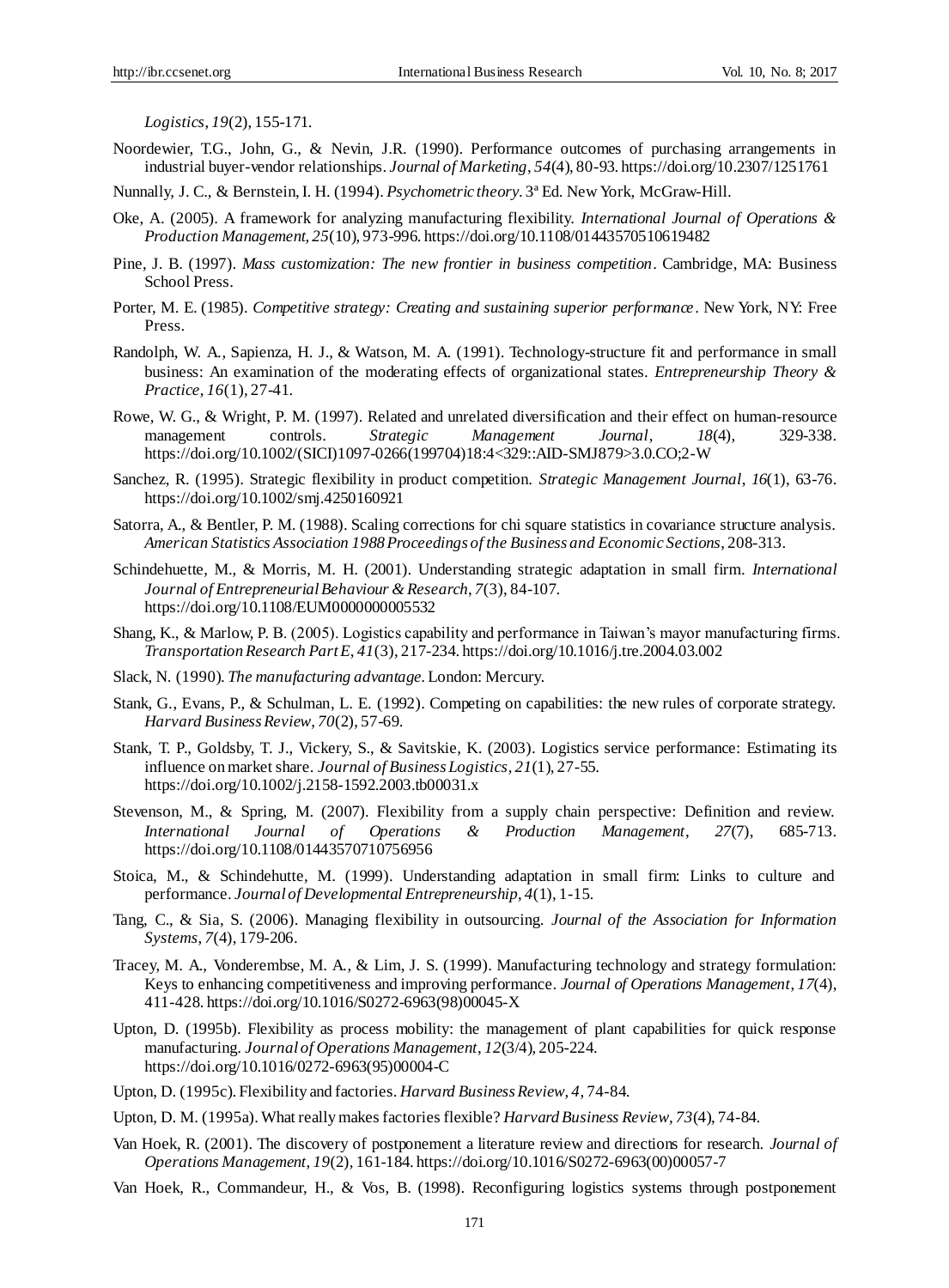*Logistics*, *19*(2), 155-171.

Noordewier, T.G., John, G., & Nevin, J.R. (1990). Performance outcomes of purchasing arrangements in industrial buyer-vendor relationships. *Journal of Marketing*, *54*(4), 80-93. https://doi.org/10.2307/1251761

Nunnally, J. C., & Bernstein, I. H. (1994). *Psychometric theory*. 3ª Ed. New York, McGraw-Hill.

Oke, A. (2005). A framework for analyzing manufacturing flexibility. *International Journal of Operations & Production Management*, *25*(10), 973-996. https://doi.org/10.1108/01443570510619482

Pine, J. B. (1997). *Mass customization: The new frontier in business competition*. Cambridge, MA: Business School Press.

Porter, M. E. (1985). *Competitive strategy: Creating and sustaining superior performance*. New York, NY: Free Press.

Randolph, W. A., Sapienza, H. J., & Watson, M. A. (1991). Technology-structure fit and performance in small business: An examination of the moderating effects of organizational states. *Entrepreneurship Theory & Practice*, *16*(1), 27-41.

Rowe, W. G., & Wright, P. M. (1997). Related and unrelated diversification and their effect on human-resource management controls. *Strategic Management Journal*, *18*(4), 329-338. https://doi.org/10.1002/(SICI)1097-0266(199704)18:4<329::AID-SMJ879>3.0.CO;2-W

Sanchez, R. (1995). Strategic flexibility in product competition. *Strategic Management Journal*, *16*(1), 63-76. https://doi.org/10.1002/smj.4250160921

Satorra, A., & Bentler, P. M. (1988). Scaling corrections for chi square statistics in covariance structure analysis. *American Statistics Association 1988 Proceedings of the Business and Economic Sections*, 208-313.

Schindehuette, M., & Morris, M. H. (2001). Understanding strategic adaptation in small firm. *International Journal of Entrepreneurial Behaviour & Research*, *7*(3), 84-107. https://doi.org/10.1108/EUM0000000005532

Shang, K., & Marlow, P. B. (2005). Logistics capability and performance in Taiwan's mayor manufacturing firms. *Transportation Research Part E*, *41*(3), 217-234. https://doi.org/10.1016/j.tre.2004.03.002

Slack, N. (1990). *The manufacturing advantage*. London: Mercury.

Stank, G., Evans, P., & Schulman, L. E. (1992). Competing on capabilities: the new rules of corporate strategy. *Harvard Business Review*, *70*(2), 57-69.

Stank, T. P., Goldsby, T. J., Vickery, S., & Savitskie, K. (2003). Logistics service performance: Estimating its influence on market share. *Journal of Business Logistics*, *21*(1), 27-55. https://doi.org/10.1002/j.2158-1592.2003.tb00031.x

Stevenson, M., & Spring, M. (2007). Flexibility from a supply chain perspective: Definition and review. *International Journal of Operations & Production Management*, *27*(7), 685-713. https://doi.org/10.1108/01443570710756956

Stoica, M., & Schindehutte, M. (1999). Understanding adaptation in small firm: Links to culture and performance. *Journal of Developmental Entrepreneurship*, *4*(1), 1-15.

Tang, C., & Sia, S. (2006). Managing flexibility in outsourcing. *Journal of the Association for Information Systems*, *7*(4), 179-206.

Tracey, M. A., Vonderembse, M. A., & Lim, J. S. (1999). Manufacturing technology and strategy formulation: Keys to enhancing competitiveness and improving performance. *Journal of Operations Management*, *17*(4), 411-428. https://doi.org/10.1016/S0272-6963(98)00045-X

Upton, D. (1995b). Flexibility as process mobility: the management of plant capabilities for quick response manufacturing. *Journal of Operations Management*, *12*(3/4), 205-224. https://doi.org/10.1016/0272-6963(95)00004-C

Upton, D. (1995c). Flexibility and factories. *Harvard Business Review*, *4*, 74-84.

Upton, D. M. (1995a). What really makes factories flexible? *Harvard Business Review*, *73*(4), 74-84.

Van Hoek, R. (2001). The discovery of postponement a literature review and directions for research. *Journal of Operations Management*, *19*(2), 161-184. https://doi.org/10.1016/S0272-6963(00)00057-7

Van Hoek, R., Commandeur, H., & Vos, B. (1998). Reconfiguring logistics systems through postponement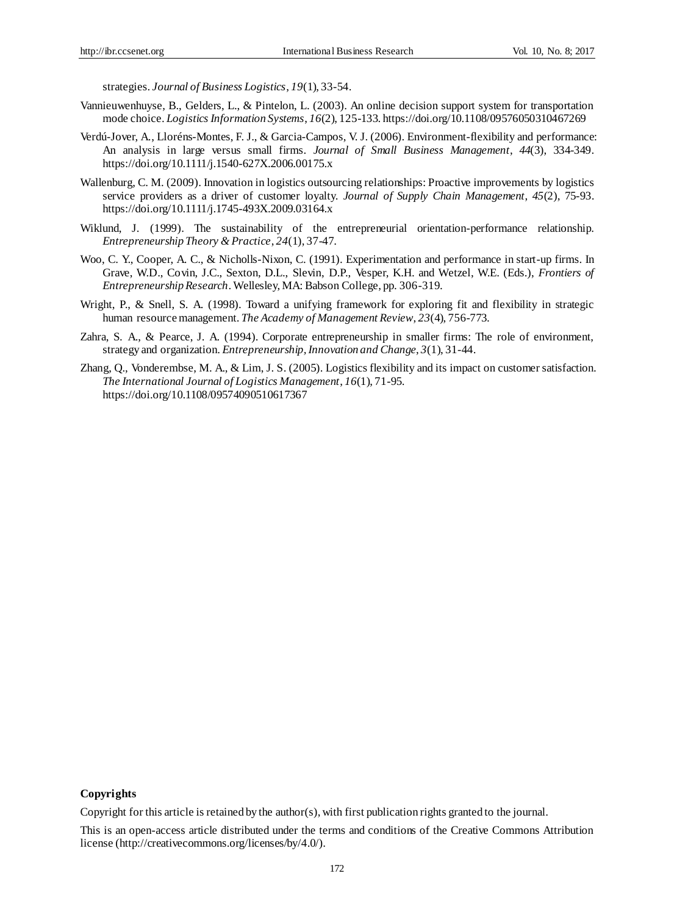strategies. *Journal of Business Logistics*, *19*(1), 33-54.

Vannieuwenhuyse, B., Gelders, L., & Pintelon, L. (2003). An online decision support system for transportation mode choice. *Logistics Information Systems*, *16*(2), 125-133. https://doi.org/10.1108/09576050310467269

Verdú-Jover, A., Lloréns-Montes, F. J., & Garcia-Campos, V. J. (2006). Environment-flexibility and performance: An analysis in large versus small firms. *Journal of Small Business Management*, *44*(3), 334-349. https://doi.org/10.1111/j.1540-627X.2006.00175.x

Wallenburg, C. M. (2009). Innovation in logistics outsourcing relationships: Proactive improvements by logistics service providers as a driver of customer loyalty. *Journal of Supply Chain Management*, *45*(2), 75-93. https://doi.org/10.1111/j.1745-493X.2009.03164.x

Wiklund, J. (1999). The sustainability of the entrepreneurial orientation-performance relationship. *Entrepreneurship Theory & Practice*, *24*(1), 37-47.

Woo, C. Y., Cooper, A. C., & Nicholls-Nixon, C. (1991). Experimentation and performance in start-up firms. In Grave, W.D., Covin, J.C., Sexton, D.L., Slevin, D.P., Vesper, K.H. and Wetzel, W.E. (Eds.), *Frontiers of Entrepreneurship Research*. Wellesley, MA: Babson College, pp. 306-319.

Wright, P., & Snell, S. A. (1998). Toward a unifying framework for exploring fit and flexibility in strategic human resource management. *The Academy of Management Review*, *23*(4), 756-773.

Zahra, S. A., & Pearce, J. A. (1994). Corporate entrepreneurship in smaller firms: The role of environment, strategy and organization. *Entrepreneurship, Innovation and Change*, *3*(1), 31-44.

Zhang, Q., Vonderembse, M. A., & Lim, J. S. (2005). Logistics flexibility and its impact on customer satisfaction. *The International Journal of Logistics Management*, *16*(1), 71-95. https://doi.org/10.1108/09574090510617367

**Copyrights**

Copyright for this article is retained by the author(s), with first publication rights granted to the journal.

This is an open-access article distributed under the terms and conditions of the Creative Commons Attribution license (http://creativecommons.org/licenses/by/4.0/).